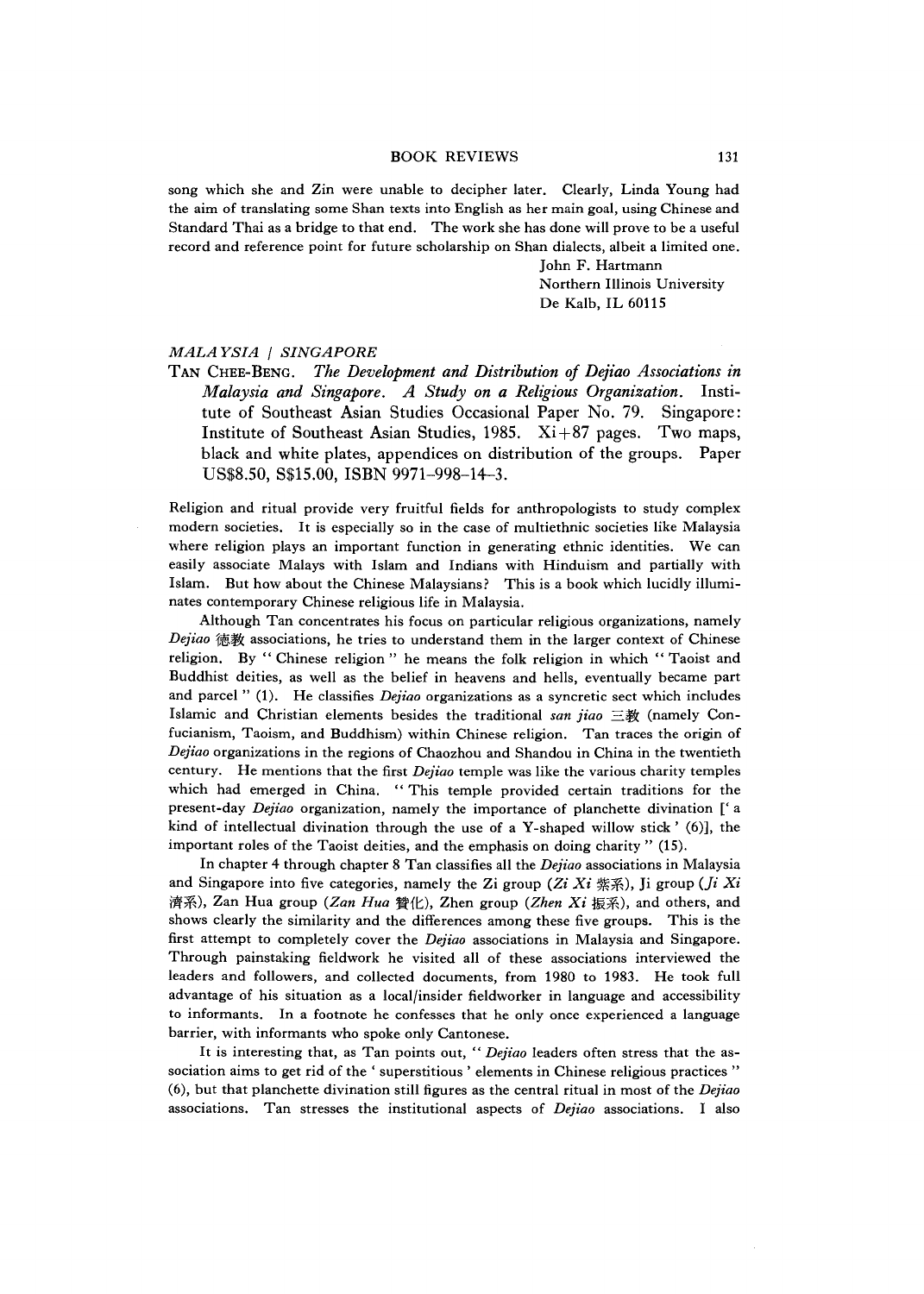song which she and Zin were unable to decipher later. Clearly, Linda Young had the aim of translating some Shan texts into English as her main goal, using Chinese and Standard Thai as a bridge to that end. The work she has done will prove to be a useful record and reference point for future scholarship on Shan dialects, albeit a limited one.

John F. Hartmann
Northern Illinois University
De Kalb, IL 60115

*MALAYSIA / SINGAPORE*

TAN CHEE-BENG. *The Development and Distribution of Dejiao Associations in Malaysia and Singapore. A Study on a Religious Organization.* Institute of Southeast Asian Studies Occasional Paper No. 79. Singapore: Institute of Southeast Asian Studies, 1985. Xi+87 pages. Two maps, black and white plates, appendices on distribution of the groups. Paper US$8.50, S$15.00, ISBN 9971–998–14–3.

Religion and ritual provide very fruitful fields for anthropologists to study complex modern societies. It is especially so in the case of multiethnic societies like Malaysia where religion plays an important function in generating ethnic identities. We can easily associate Malays with Islam and Indians with Hinduism and partially with Islam. But how about the Chinese Malaysians? This is a book which lucidly illuminates contemporary Chinese religious life in Malaysia.

Although Tan concentrates his focus on particular religious organizations, namely *Dejiao* 德教 associations, he tries to understand them in the larger context of Chinese religion. By "Chinese religion" he means the folk religion in which "Taoist and Buddhist deities, as well as the belief in heavens and hells, eventually became part and parcel" (1). He classifies *Dejiao* organizations as a syncretic sect which includes Islamic and Christian elements besides the traditional *san jiao* 三教 (namely Confucianism, Taoism, and Buddhism) within Chinese religion. Tan traces the origin of *Dejiao* organizations in the regions of Chaozhou and Shandou in China in the twentieth century. He mentions that the first *Dejiao* temple was like the various charity temples which had emerged in China. "This temple provided certain traditions for the present-day *Dejiao* organization, namely the importance of planchette divination ['a kind of intellectual divination through the use of a Y-shaped willow stick' (6)], the important roles of the Taoist deities, and the emphasis on doing charity" (15).

In chapter 4 through chapter 8 Tan classifies all the *Dejiao* associations in Malaysia and Singapore into five categories, namely the Zi group (*Zi Xi* 紫系), Ji group (*Ji Xi* 濟系), Zan Hua group (*Zan Hua* 贊化), Zhen group (*Zhen Xi* 振系), and others, and shows clearly the similarity and the differences among these five groups. This is the first attempt to completely cover the *Dejiao* associations in Malaysia and Singapore. Through painstaking fieldwork he visited all of these associations interviewed the leaders and followers, and collected documents, from 1980 to 1983. He took full advantage of his situation as a local/insider fieldworker in language and accessibility to informants. In a footnote he confesses that he only once experienced a language barrier, with informants who spoke only Cantonese.

It is interesting that, as Tan points out, "*Dejiao* leaders often stress that the association aims to get rid of the 'superstitious' elements in Chinese religious practices" (6), but that planchette divination still figures as the central ritual in most of the *Dejiao* associations. Tan stresses the institutional aspects of *Dejiao* associations. I also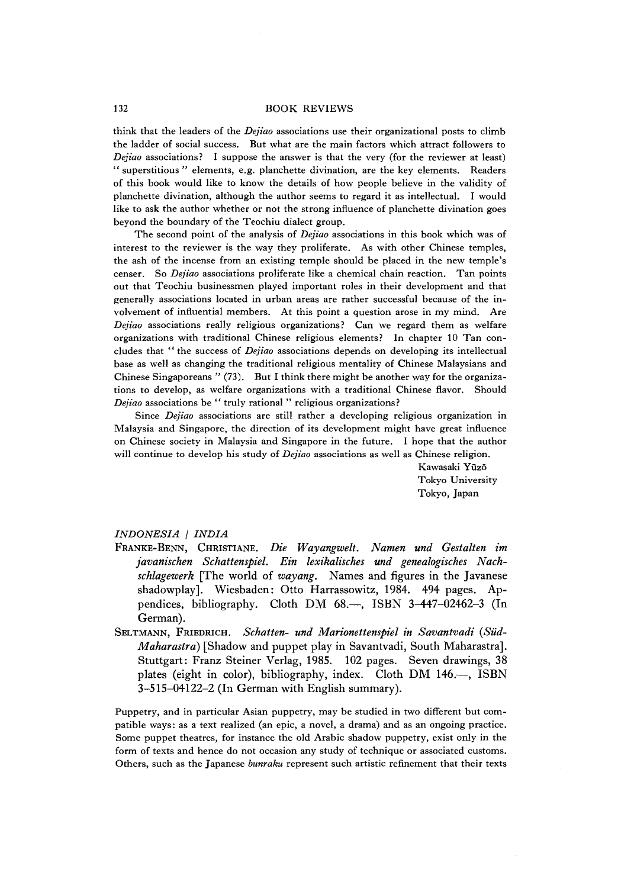think that the leaders of the *Dejiao* associations use their organizational posts to climb the ladder of social success. But what are the main factors which attract followers to *Dejiao* associations? I suppose the answer is that the very (for the reviewer at least) "superstitious" elements, e.g. planchette divination, are the key elements. Readers of this book would like to know the details of how people believe in the validity of planchette divination, although the author seems to regard it as intellectual. I would like to ask the author whether or not the strong influence of planchette divination goes beyond the boundary of the Teochiu dialect group.

The second point of the analysis of *Dejiao* associations in this book which was of interest to the reviewer is the way they proliferate. As with other Chinese temples, the ash of the incense from an existing temple should be placed in the new temple's censer. So *Dejiao* associations proliferate like a chemical chain reaction. Tan points out that Teochiu businessmen played important roles in their development and that generally associations located in urban areas are rather successful because of the involvement of influential members. At this point a question arose in my mind. Are *Dejiao* associations really religious organizations? Can we regard them as welfare organizations with traditional Chinese religious elements? In chapter 10 Tan concludes that "the success of *Dejiao* associations depends on developing its intellectual base as well as changing the traditional religious mentality of Chinese Malaysians and Chinese Singaporeans" (73). But I think there might be another way for the organizations to develop, as welfare organizations with a traditional Chinese flavor. Should *Dejiao* associations be "truly rational" religious organizations?

Since *Dejiao* associations are still rather a developing religious organization in Malaysia and Singapore, the direction of its development might have great influence on Chinese society in Malaysia and Singapore in the future. I hope that the author will continue to develop his study of *Dejiao* associations as well as Chinese religion.

Kawasaki Yūzō
Tokyo University
Tokyo, Japan

*INDONESIA / INDIA*

FRANKE-BENN, CHRISTIANE. *Die Wayangwelt. Namen und Gestalten im javanischen Schattenspiel. Ein lexikalisches und genealogisches Nachschlagewerk* [The world of *wayang*. Names and figures in the Javanese shadowplay]. Wiesbaden: Otto Harrassowitz, 1984. 494 pages. Appendices, bibliography. Cloth DM 68.—, ISBN 3-447-02462-3 (In German).

SELTMANN, FRIEDRICH. *Schatten- und Marionettenspiel in Savantvadi (Süd-Maharastra)* [Shadow and puppet play in Savantvadi, South Maharastra]. Stuttgart: Franz Steiner Verlag, 1985. 102 pages. Seven drawings, 38 plates (eight in color), bibliography, index. Cloth DM 146.—, ISBN 3-515-04122-2 (In German with English summary).

Puppetry, and in particular Asian puppetry, may be studied in two different but compatible ways: as a text realized (an epic, a novel, a drama) and as an ongoing practice. Some puppet theatres, for instance the old Arabic shadow puppetry, exist only in the form of texts and hence do not occasion any study of technique or associated customs. Others, such as the Japanese *bunraku* represent such artistic refinement that their texts